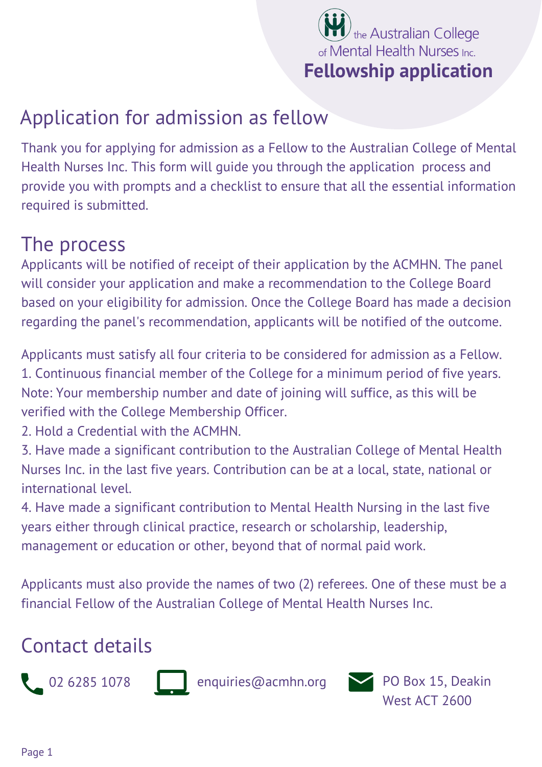the Australian College of Mental Health Nurses Inc.

**Fellowship application**

# Application for admission as fellow

Thank you for applying for admission as a Fellow to the Australian College of Mental Health Nurses Inc. This form will guide you through the application process and provide you with prompts and a checklist to ensure that all the essential information required is submitted.

## The process

Applicants will be notified of receipt of their application by the ACMHN. The panel will consider your application and make a recommendation to the College Board based on your eligibility for admission. Once the College Board has made a decision regarding the panel's recommendation, applicants will be notified of the outcome.

Applicants must satisfy all four criteria to be considered for admission as a Fellow.

1. Continuous financial member of the College for a minimum period of five years. Note: Your membership number and date of joining will suffice, as this will be verified with the College Membership Officer.
2. Hold a Credential with the ACMHN.
3. Have made a significant contribution to the Australian College of Mental Health Nurses Inc. in the last five years. Contribution can be at a local, state, national or international level.
4. Have made a significant contribution to Mental Health Nursing in the last five years either through clinical practice, research or scholarship, leadership, management or education or other, beyond that of normal paid work.

Applicants must also provide the names of two (2) referees. One of these must be a financial Fellow of the Australian College of Mental Health Nurses Inc.

## Contact details

02 6285 1078

enquiries@acmhn.org

PO Box 15, Deakin West ACT 2600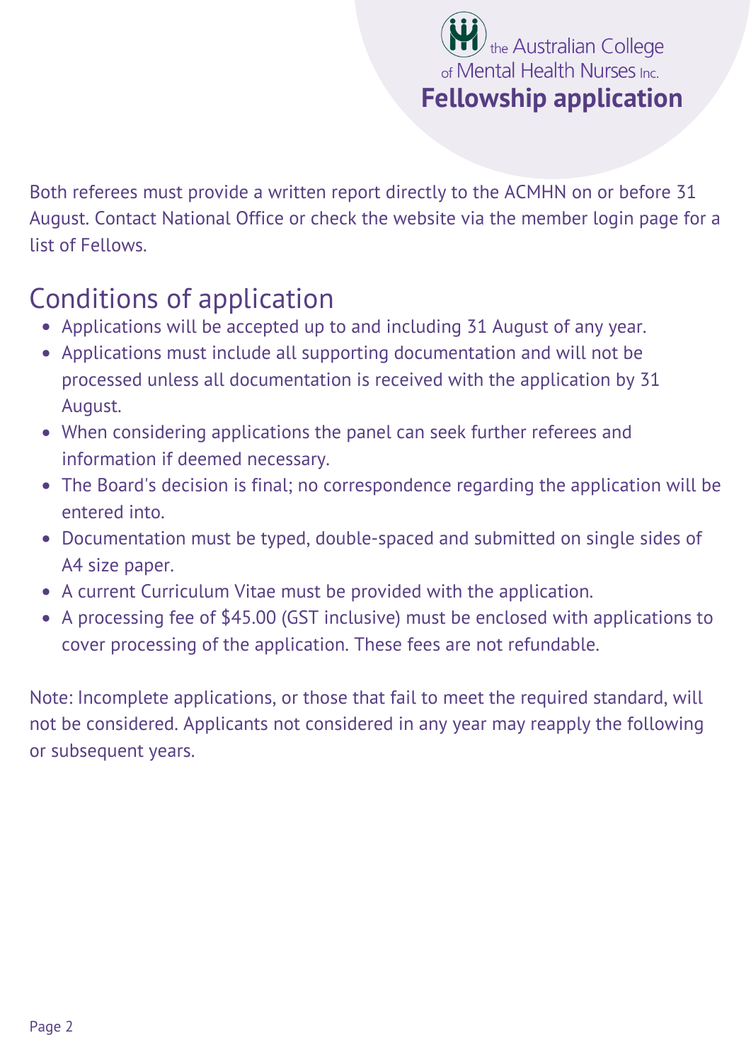Both referees must provide a written report directly to the ACMHN on or before 31 August. Contact National Office or check the website via the member login page for a list of Fellows.

## Conditions of application

- Applications will be accepted up to and including 31 August of any year.
- Applications must include all supporting documentation and will not be processed unless all documentation is received with the application by 31 August.
- When considering applications the panel can seek further referees and information if deemed necessary.
- The Board's decision is final; no correspondence regarding the application will be entered into.
- Documentation must be typed, double-spaced and submitted on single sides of A4 size paper.
- A current Curriculum Vitae must be provided with the application.
- A processing fee of $45.00 (GST inclusive) must be enclosed with applications to cover processing of the application. These fees are not refundable.

Note: Incomplete applications, or those that fail to meet the required standard, will not be considered. Applicants not considered in any year may reapply the following or subsequent years.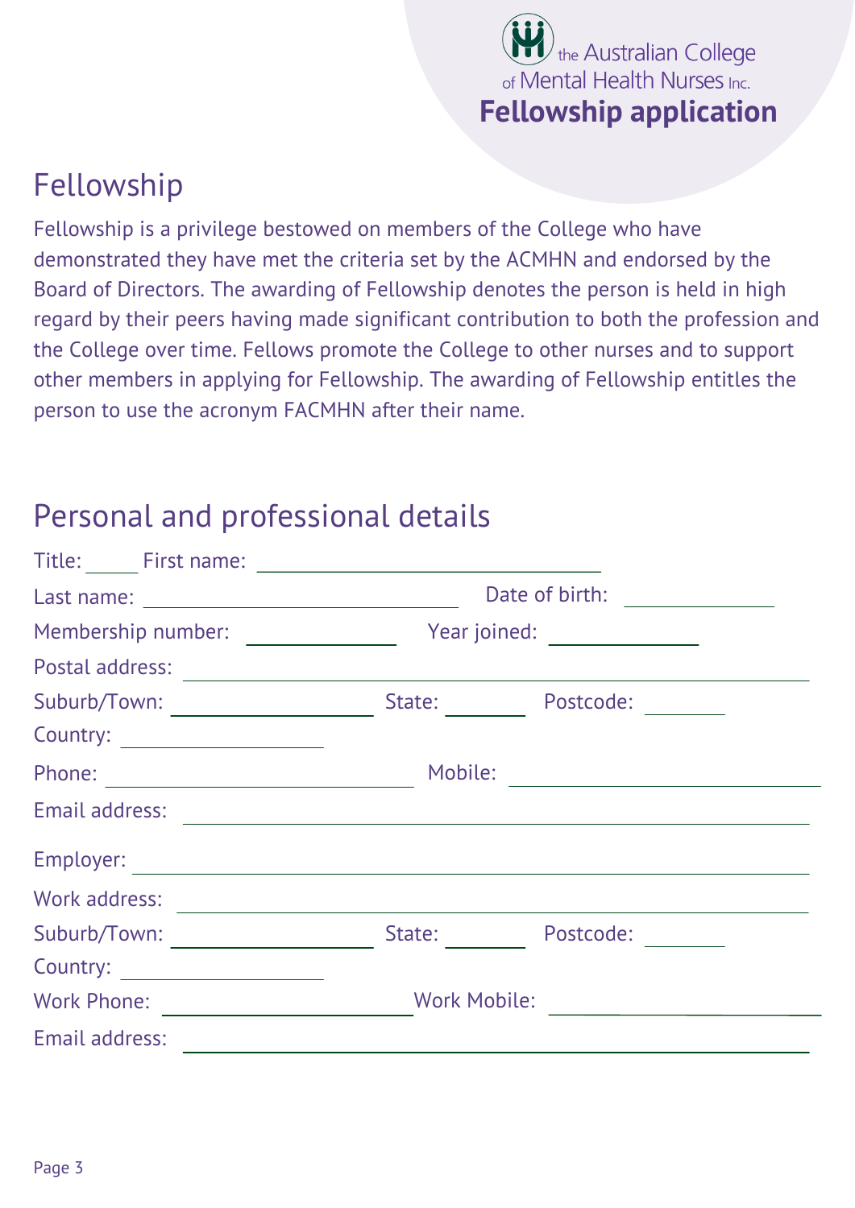the Australian College of Mental Health Nurses Inc.

**Fellowship application**

## Fellowship

Fellowship is a privilege bestowed on members of the College who have demonstrated they have met the criteria set by the ACMHN and endorsed by the Board of Directors. The awarding of Fellowship denotes the person is held in high regard by their peers having made significant contribution to both the profession and the College over time. Fellows promote the College to other nurses and to support other members in applying for Fellowship. The awarding of Fellowship entitles the person to use the acronym FACMHN after their name.

## Personal and professional details

Title: _____ First name: ______________________________

Last name: ______________________________ Date of birth: ______________

Membership number: ______________ Year joined: ______________

Postal address: ______________________________________________________

Suburb/Town: __________________ State: ________ Postcode: ________

Country: __________________

Phone: ____________________________ Mobile: ____________________________

Email address: ______________________________________________________

Employer: ______________________________________________________

Work address: ______________________________________________________

Suburb/Town: __________________ State: ________ Postcode: ________

Country: __________________

Work Phone: ______________________ Work Mobile: ______________________

Email address: ______________________________________________________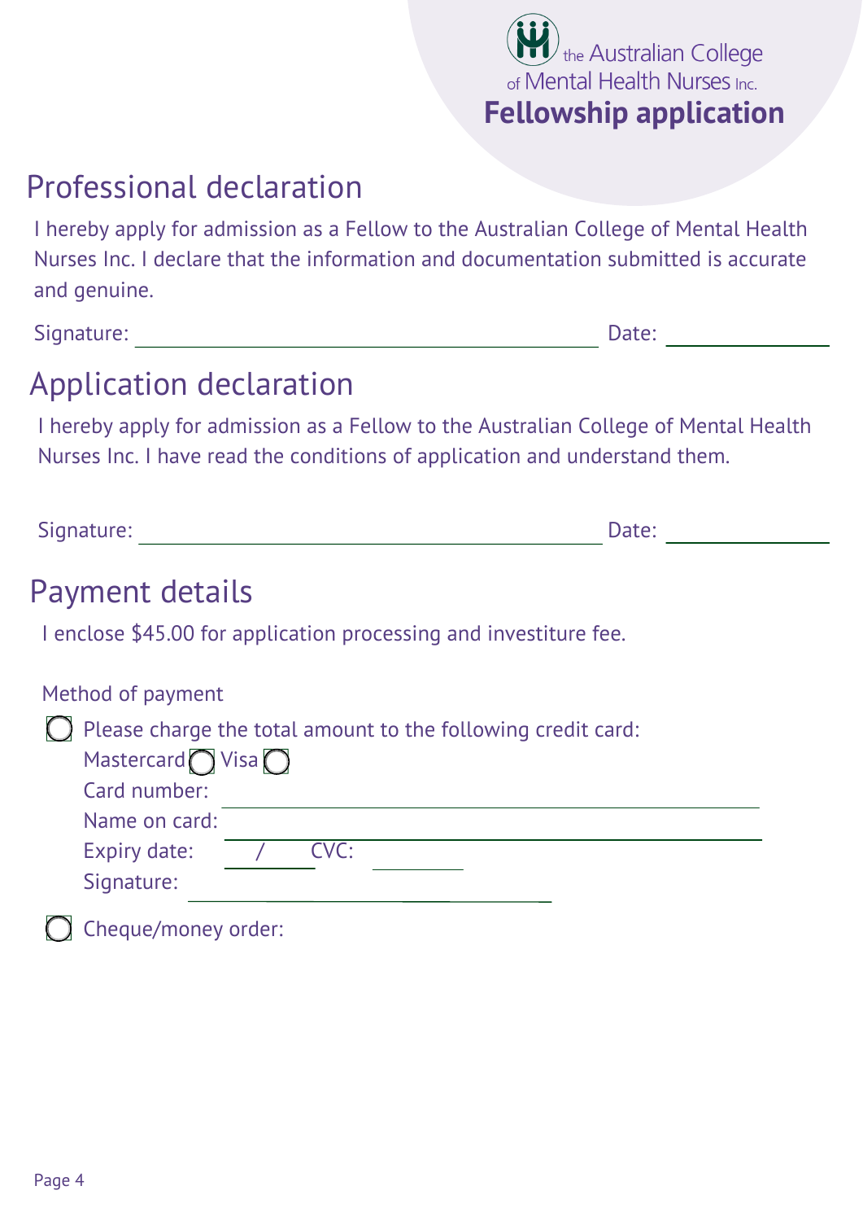the Australian College of Mental Health Nurses Inc.

**Fellowship application**

## Professional declaration

I hereby apply for admission as a Fellow to the Australian College of Mental Health Nurses Inc. I declare that the information and documentation submitted is accurate and genuine.

Signature: ______________________________ Date: ____________

## Application declaration

I hereby apply for admission as a Fellow to the Australian College of Mental Health Nurses Inc. I have read the conditions of application and understand them.

Signature: ______________________________ Date: ____________

## Payment details

I enclose $45.00 for application processing and investiture fee.

Method of payment

- ◯ Please charge the total amount to the following credit card:

  Mastercard ◯ Visa ◯

  Card number: ______________________________

  Name on card: ______________________________

  Expiry date: ___ / ___ CVC: ________

  Signature: ______________________________

- ◯ Cheque/money order: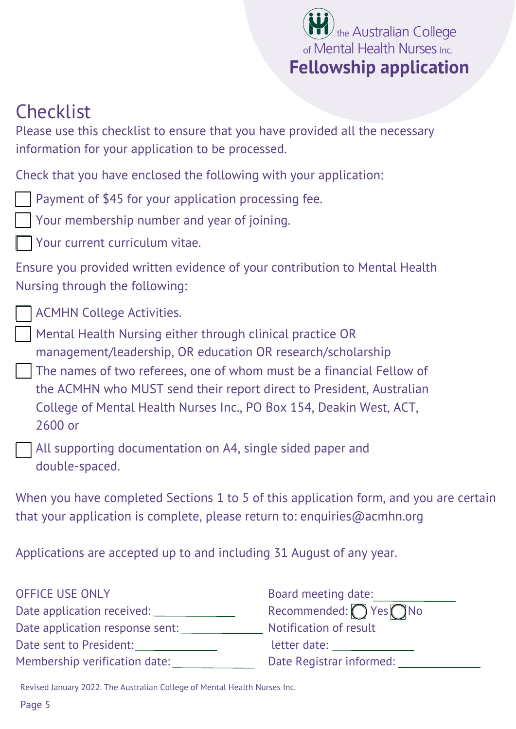the Australian College of Mental Health Nurses Inc.

**Fellowship application**

# Checklist

Please use this checklist to ensure that you have provided all the necessary information for your application to be processed.

Check that you have enclosed the following with your application:

- [ ] Payment of $45 for your application processing fee.
- [ ] Your membership number and year of joining.
- [ ] Your current curriculum vitae.

Ensure you provided written evidence of your contribution to Mental Health Nursing through the following:

- [ ] ACMHN College Activities.
- [ ] Mental Health Nursing either through clinical practice OR management/leadership, OR education OR research/scholarship
- [ ] The names of two referees, one of whom must be a financial Fellow of the ACMHN who MUST send their report direct to President, Australian College of Mental Health Nurses Inc., PO Box 154, Deakin West, ACT, 2600 or
- [ ] All supporting documentation on A4, single sided paper and double-spaced.

When you have completed Sections 1 to 5 of this application form, and you are certain that your application is complete, please return to: enquiries@acmhn.org

Applications are accepted up to and including 31 August of any year.

OFFICE USE ONLY

Date application received: ______________

Date application response sent: ______________

Date sent to President: ______________

Membership verification date: ______________

Board meeting date: ______________

Recommended: ◯ Yes ◯ No

Notification of result letter date: ______________

Date Registrar informed: ______________

Revised January 2022. The Australian College of Mental Health Nurses Inc.